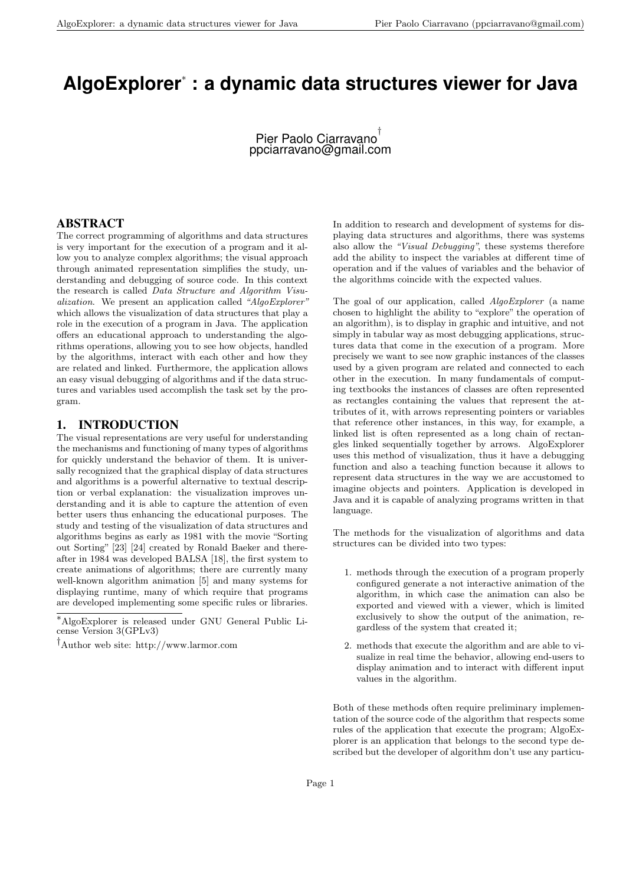# AlgoExplorer[*] : a dynamic data structures viewer for Java

Pier Paolo Ciarravano[†]
ppciarravano@gmail.com

## ABSTRACT

The correct programming of algorithms and data structures is very important for the execution of a program and it allow you to analyze complex algorithms; the visual approach through animated representation simplifies the study, understanding and debugging of source code. In this context the research is called *Data Structure and Algorithm Visualization*. We present an application called *"AlgoExplorer"* which allows the visualization of data structures that play a role in the execution of a program in Java. The application offers an educational approach to understanding the algorithms operations, allowing you to see how objects, handled by the algorithms, interact with each other and how they are related and linked. Furthermore, the application allows an easy visual debugging of algorithms and if the data structures and variables used accomplish the task set by the program.

## 1. INTRODUCTION

The visual representations are very useful for understanding the mechanisms and functioning of many types of algorithms for quickly understand the behavior of them. It is universally recognized that the graphical display of data structures and algorithms is a powerful alternative to textual description or verbal explanation: the visualization improves understanding and it is able to capture the attention of even better users thus enhancing the educational purposes. The study and testing of the visualization of data structures and algorithms begins as early as 1981 with the movie "Sorting out Sorting" [23] [24] created by Ronald Baeker and thereafter in 1984 was developed BALSA [18], the first system to create animations of algorithms; there are currently many well-known algorithm animation [5] and many systems for displaying runtime, many of which require that programs are developed implementing some specific rules or libraries.

In addition to research and development of systems for displaying data structures and algorithms, there was systems also allow the *"Visual Debugging"*, these systems therefore add the ability to inspect the variables at different time of operation and if the values of variables and the behavior of the algorithms coincide with the expected values.

The goal of our application, called *AlgoExplorer* (a name chosen to highlight the ability to "explore" the operation of an algorithm), is to display in graphic and intuitive, and not simply in tabular way as most debugging applications, structures data that come in the execution of a program. More precisely we want to see now graphic instances of the classes used by a given program are related and connected to each other in the execution. In many fundamentals of computing textbooks the instances of classes are often represented as rectangles containing the values that represent the attributes of it, with arrows representing pointers or variables that reference other instances, in this way, for example, a linked list is often represented as a long chain of rectangles linked sequentially together by arrows. AlgoExplorer uses this method of visualization, thus it have a debugging function and also a teaching function because it allows to represent data structures in the way we are accustomed to imagine objects and pointers. Application is developed in Java and it is capable of analyzing programs written in that language.

The methods for the visualization of algorithms and data structures can be divided into two types:

1. methods through the execution of a program properly configured generate a not interactive animation of the algorithm, in which case the animation can also be exported and viewed with a viewer, which is limited exclusively to show the output of the animation, regardless of the system that created it;
2. methods that execute the algorithm and are able to visualize in real time the behavior, allowing end-users to display animation and to interact with different input values in the algorithm.

Both of these methods often require preliminary implementation of the source code of the algorithm that respects some rules of the application that execute the program; AlgoExplorer is an application that belongs to the second type described but the developer of algorithm don't use any particu-

---

[*] AlgoExplorer is released under GNU General Public License Version 3(GPLv3)

[†] Author web site: http://www.larmor.com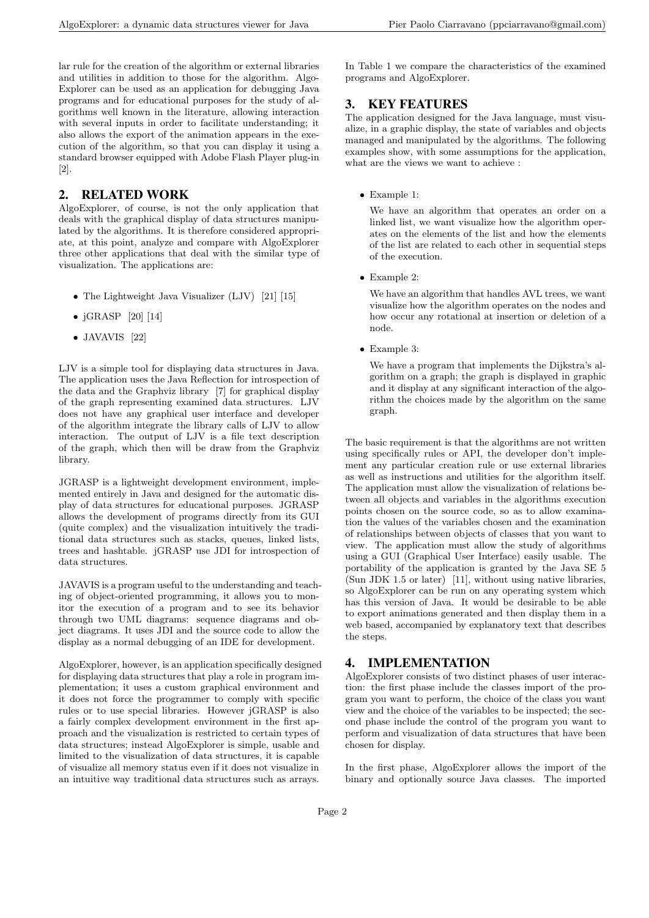lar rule for the creation of the algorithm or external libraries and utilities in addition to those for the algorithm. AlgoExplorer can be used as an application for debugging Java programs and for educational purposes for the study of algorithms well known in the literature, allowing interaction with several inputs in order to facilitate understanding; it also allows the export of the animation appears in the execution of the algorithm, so that you can display it using a standard browser equipped with Adobe Flash Player plug-in [2].

## 2. RELATED WORK

AlgoExplorer, of course, is not the only application that deals with the graphical display of data structures manipulated by the algorithms. It is therefore considered appropriate, at this point, analyze and compare with AlgoExplorer three other applications that deal with the similar type of visualization. The applications are:

- The Lightweight Java Visualizer (LJV) [21] [15]
- jGRASP [20] [14]
- JAVAVIS [22]

LJV is a simple tool for displaying data structures in Java. The application uses the Java Reflection for introspection of the data and the Graphviz library [7] for graphical display of the graph representing examined data structures. LJV does not have any graphical user interface and developer of the algorithm integrate the library calls of LJV to allow interaction. The output of LJV is a file text description of the graph, which then will be draw from the Graphviz library.

JGRASP is a lightweight development environment, implemented entirely in Java and designed for the automatic display of data structures for educational purposes. JGRASP allows the development of programs directly from its GUI (quite complex) and the visualization intuitively the traditional data structures such as stacks, queues, linked lists, trees and hashtable. jGRASP use JDI for introspection of data structures.

JAVAVIS is a program useful to the understanding and teaching of object-oriented programming, it allows you to monitor the execution of a program and to see its behavior through two UML diagrams: sequence diagrams and object diagrams. It uses JDI and the source code to allow the display as a normal debugging of an IDE for development.

AlgoExplorer, however, is an application specifically designed for displaying data structures that play a role in program implementation; it uses a custom graphical environment and it does not force the programmer to comply with specific rules or to use special libraries. However jGRASP is also a fairly complex development environment in the first approach and the visualization is restricted to certain types of data structures; instead AlgoExplorer is simple, usable and limited to the visualization of data structures, it is capable of visualize all memory status even if it does not visualize in an intuitive way traditional data structures such as arrays.

In Table 1 we compare the characteristics of the examined programs and AlgoExplorer.

## 3. KEY FEATURES

The application designed for the Java language, must visualize, in a graphic display, the state of variables and objects managed and manipulated by the algorithms. The following examples show, with some assumptions for the application, what are the views we want to achieve :

- Example 1:

  We have an algorithm that operates an order on a linked list, we want visualize how the algorithm operates on the elements of the list and how the elements of the list are related to each other in sequential steps of the execution.

- Example 2:

  We have an algorithm that handles AVL trees, we want visualize how the algorithm operates on the nodes and how occur any rotational at insertion or deletion of a node.

- Example 3:

  We have a program that implements the Dijkstra's algorithm on a graph; the graph is displayed in graphic and it display at any significant interaction of the algorithm the choices made by the algorithm on the same graph.

The basic requirement is that the algorithms are not written using specifically rules or API, the developer don't implement any particular creation rule or use external libraries as well as instructions and utilities for the algorithm itself. The application must allow the visualization of relations between all objects and variables in the algorithms execution points chosen on the source code, so as to allow examination the values of the variables chosen and the examination of relationships between objects of classes that you want to view. The application must allow the study of algorithms using a GUI (Graphical User Interface) easily usable. The portability of the application is granted by the Java SE 5 (Sun JDK 1.5 or later) [11], without using native libraries, so AlgoExplorer can be run on any operating system which has this version of Java. It would be desirable to be able to export animations generated and then display them in a web based, accompanied by explanatory text that describes the steps.

## 4. IMPLEMENTATION

AlgoExplorer consists of two distinct phases of user interaction: the first phase include the classes import of the program you want to perform, the choice of the class you want view and the choice of the variables to be inspected; the second phase include the control of the program you want to perform and visualization of data structures that have been chosen for display.

In the first phase, AlgoExplorer allows the import of the binary and optionally source Java classes. The imported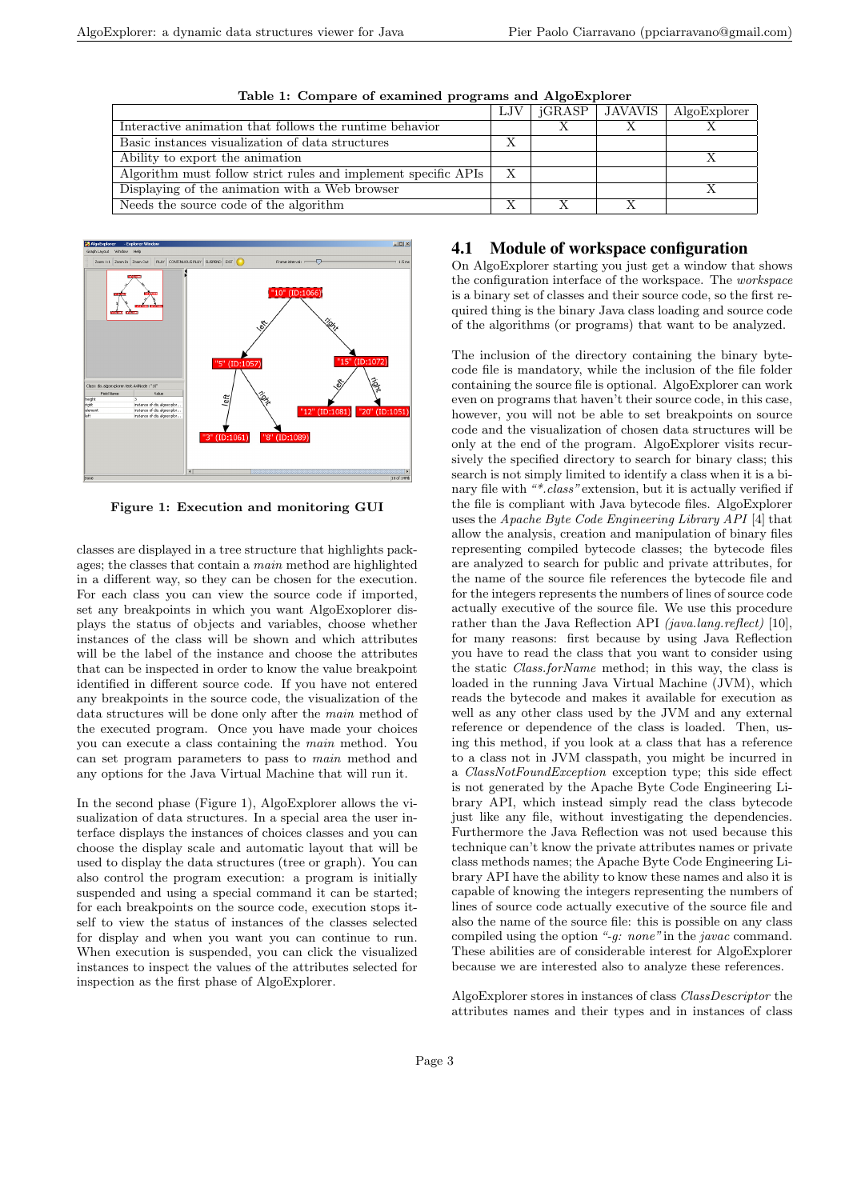**Table 1: Compare of examined programs and AlgoExplorer**

| | LJV | jGRASP | JAVAVIS | AlgoExplorer |
|---|---|---|---|---|
| Interactive animation that follows the runtime behavior | | X | X | X |
| Basic instances visualization of data structures | X | | | |
| Ability to export the animation | | | | X |
| Algorithm must follow strict rules and implement specific APIs | X | | | |
| Displaying of the animation with a Web browser | | | | X |
| Needs the source code of the algorithm | X | X | X | |

**Figure 1: Execution and monitoring GUI**

classes are displayed in a tree structure that highlights packages; the classes that contain a *main* method are highlighted in a different way, so they can be chosen for the execution. For each class you can view the source code if imported, set any breakpoints in which you want AlgoExoplorer displays the status of objects and variables, choose whether instances of the class will be shown and which attributes will be the label of the instance and choose the attributes that can be inspected in order to know the value breakpoint identified in different source code. If you have not entered any breakpoints in the source code, the visualization of the data structures will be done only after the *main* method of the executed program. Once you have made your choices you can execute a class containing the *main* method. You can set program parameters to pass to *main* method and any options for the Java Virtual Machine that will run it.

In the second phase (Figure 1), AlgoExplorer allows the visualization of data structures. In a special area the user interface displays the instances of choices classes and you can choose the display scale and automatic layout that will be used to display the data structures (tree or graph). You can also control the program execution: a program is initially suspended and using a special command it can be started; for each breakpoints on the source code, execution stops itself to view the status of instances of the classes selected for display and when you want you can continue to run. When execution is suspended, you can click the visualized instances to inspect the values of the attributes selected for inspection as the first phase of AlgoExplorer.

## 4.1 Module of workspace configuration

On AlgoExplorer starting you just get a window that shows the configuration interface of the workspace. The *workspace* is a binary set of classes and their source code, so the first required thing is the binary Java class loading and source code of the algorithms (or programs) that want to be analyzed.

The inclusion of the directory containing the binary bytecode file is mandatory, while the inclusion of the file folder containing the source file is optional. AlgoExplorer can work even on programs that haven't their source code, in this case, however, you will not be able to set breakpoints on source code and the visualization of chosen data structures will be only at the end of the program. AlgoExplorer visits recursively the specified directory to search for binary class; this search is not simply limited to identify a class when it is a binary file with *"\*.class"* extension, but it is actually verified if the file is compliant with Java bytecode files. AlgoExplorer uses the *Apache Byte Code Engineering Library API* [4] that allow the analysis, creation and manipulation of binary files representing compiled bytecode classes; the bytecode files are analyzed to search for public and private attributes, for the name of the source file references the bytecode file and for the integers represents the numbers of lines of source code actually executive of the source file. We use this procedure rather than the Java Reflection API *(java.lang.reflect)* [10], for many reasons: first because by using Java Reflection you have to read the class that you want to consider using the static *Class.forName* method; in this way, the class is loaded in the running Java Virtual Machine (JVM), which reads the bytecode and makes it available for execution as well as any other class used by the JVM and any external reference or dependence of the class is loaded. Then, using this method, if you look at a class that has a reference to a class not in JVM classpath, you might be incurred in a *ClassNotFoundException* exception type; this side effect is not generated by the Apache Byte Code Engineering Library API, which instead simply read the class bytecode just like any file, without investigating the dependencies. Furthermore the Java Reflection was not used because this technique can't know the private attributes names or private class methods names; the Apache Byte Code Engineering Library API have the ability to know these names and also it is capable of knowing the integers representing the numbers of lines of source code actually executive of the source file and also the name of the source file: this is possible on any class compiled using the option *"-g: none"* in the *javac* command. These abilities are of considerable interest for AlgoExplorer because we are interested also to analyze these references.

AlgoExplorer stores in instances of class *ClassDescriptor* the attributes names and their types and in instances of class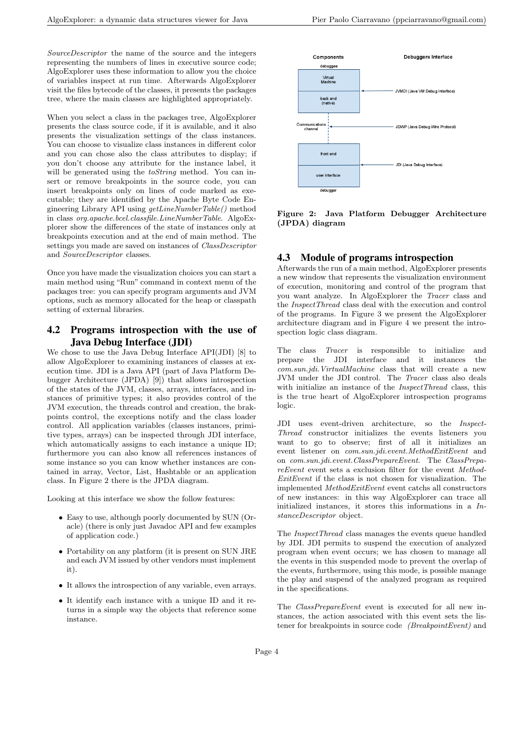*SourceDescriptor* the name of the source and the integers representing the numbers of lines in executive source code; AlgoExplorer uses these information to allow you the choice of variables inspect at run time. Afterwards AlgoExplorer visit the files bytecode of the classes, it presents the packages tree, where the main classes are highlighted appropriately.

When you select a class in the packages tree, AlgoExplorer presents the class source code, if it is available, and it also presents the visualization settings of the class instances. You can choose to visualize class instances in different color and you can chose also the class attributes to display; if you don't choose any attribute for the instance label, it will be generated using the *toString* method. You can insert or remove breakpoints in the source code, you can insert breakpoints only on lines of code marked as executable; they are identified by the Apache Byte Code Engineering Library API using *getLineNumberTable()* method in class *org.apache.bcel.classfile.LineNumberTable*. AlgoExplorer show the differences of the state of instances only at breakpoints execution and at the end of main method. The settings you made are saved on instances of *ClassDescriptor* and *SourceDescriptor* classes.

Once you have made the visualization choices you can start a main method using "Run" command in context menu of the packages tree: you can specify program arguments and JVM options, such as memory allocated for the heap or classpath setting of external libraries.

## 4.2 Programs introspection with the use of Java Debug Interface (JDI)

We chose to use the Java Debug Interface API(JDI) [8] to allow AlgoExplorer to examining instances of classes at execution time. JDI is a Java API (part of Java Platform Debugger Architecture (JPDA) [9]) that allows introspection of the states of the JVM, classes, arrays, interfaces, and instances of primitive types; it also provides control of the JVM execution, the threads control and creation, the brakpoints control, the exceptions notify and the class loader control. All application variables (classes instances, primitive types, arrays) can be inspected through JDI interface, which automatically assigns to each instance a unique ID; furthermore you can also know all references instances of some instance so you can know whether instances are contained in array, Vector, List, Hashtable or an application class. In Figure 2 there is the JPDA diagram.

Looking at this interface we show the follow features:

- Easy to use, although poorly documented by SUN (Oracle) (there is only just Javadoc API and few examples of application code.)
- Portability on any platform (it is present on SUN JRE and each JVM issued by other vendors must implement it).
- It allows the introspection of any variable, even arrays.
- It identify each instance with a unique ID and it returns in a simple way the objects that reference some instance.

**Figure 2: Java Platform Debugger Architecture (JPDA) diagram**

## 4.3 Module of programs introspection

Afterwards the run of a main method, AlgoExplorer presents a new window that represents the visualization environment of execution, monitoring and control of the program that you want analyze. In AlgoExplorer the *Tracer* class and the *InspectThread* class deal with the execution and control of the programs. In Figure 3 we present the AlgoExplorer architecture diagram and in Figure 4 we present the introspection logic class diagram.

The class *Tracer* is responsible to initialize and prepare the JDI interface and it instances the *com.sun.jdi.VirtualMachine* class that will create a new JVM under the JDI control. The *Tracer* class also deals with initialize an instance of the *InspectThread* class, this is the true heart of AlgoExplorer introspection programs logic.

JDI uses event-driven architecture, so the *InspectThread* constructor initializes the events listeners you want to go to observe; first of all it initializes an event listener on *com.sun.jdi.event.MethodExitEvent* and on *com.sun.jdi.event.ClassPrepareEvent*. The *ClassPrepareEvent* event sets a exclusion filter for the event *MethodExitEvent* if the class is not chosen for visualization. The implemented *MethodExitEvent* event catchs all constructors of new instances: in this way AlgoExplorer can trace all initialized instances, it stores this informations in a *InstanceDescriptor* object.

The *InspectThread* class manages the events queue handled by JDI. JDI permits to suspend the execution of analyzed program when event occurs; we has chosen to manage all the events in this suspended mode to prevent the overlap of the events, furthermore, using this mode, is possible manage the play and suspend of the analyzed program as required in the specifications.

The *ClassPrepareEvent* event is executed for all new instances, the action associated with this event sets the listener for breakpoints in source code *(BreakpointEvent)* and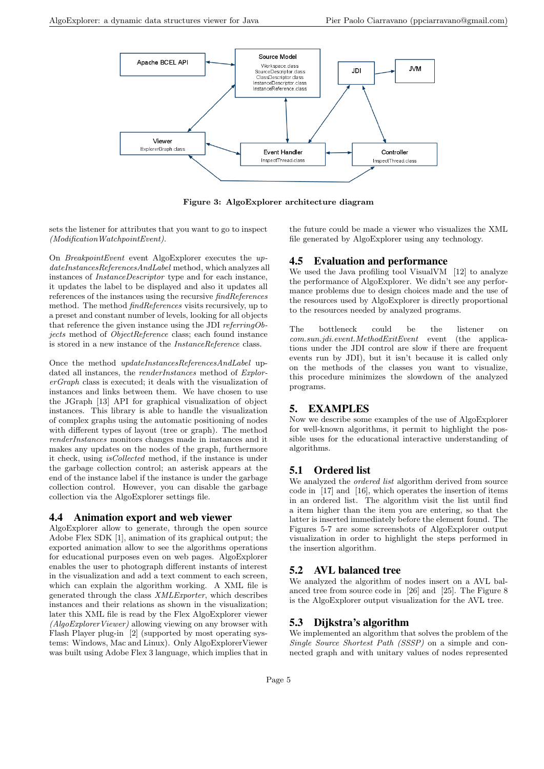Figure 3: AlgoExplorer architecture diagram

sets the listener for attributes that you want to go to inspect *(ModificationWatchpointEvent)*.

On *BreakpointEvent* event AlgoExplorer executes the *updateInstancesReferencesAndLabel* method, which analyzes all instances of *InstanceDescriptor* type and for each instance, it updates the label to be displayed and also it updates all references of the instances using the recursive *findReferences* method. The method *findReferences* visits recursively, up to a preset and constant number of levels, looking for all objects that reference the given instance using the JDI *referringObjects* method of *ObjectReference* class; each found instance is stored in a new instance of the *InstanceReference* class.

Once the method *updateInstancesReferencesAndLabel* updated all instances, the *renderInstances* method of *ExplorerGraph* class is executed; it deals with the visualization of instances and links between them. We have chosen to use the JGraph [13] API for graphical visualization of object instances. This library is able to handle the visualization of complex graphs using the automatic positioning of nodes with different types of layout (tree or graph). The method *renderInstances* monitors changes made in instances and it makes any updates on the nodes of the graph, furthermore it check, using *isCollected* method, if the instance is under the garbage collection control; an asterisk appears at the end of the instance label if the instance is under the garbage collection control. However, you can disable the garbage collection via the AlgoExplorer settings file.

## 4.4 Animation export and web viewer

AlgoExplorer allow to generate, through the open source Adobe Flex SDK [1], animation of its graphical output; the exported animation allow to see the algorithms operations for educational purposes even on web pages. AlgoExplorer enables the user to photograph different instants of interest in the visualization and add a text comment to each screen, which can explain the algorithm working. A XML file is generated through the class *XMLExporter*, which describes instances and their relations as shown in the visualization; later this XML file is read by the Flex AlgoExplorer viewer *(AlgoExplorerViewer)* allowing viewing on any browser with Flash Player plug-in [2] (supported by most operating systems: Windows, Mac and Linux). Only AlgoExplorerViewer was built using Adobe Flex 3 language, which implies that in the future could be made a viewer who visualizes the XML file generated by AlgoExplorer using any technology.

## 4.5 Evaluation and performance

We used the Java profiling tool VisualVM [12] to analyze the performance of AlgoExplorer. We didn't see any performance problems due to design choices made and the use of the resources used by AlgoExplorer is directly proportional to the resources needed by analyzed programs.

The bottleneck could be the listener on *com.sun.jdi.event.MethodExitEvent* event (the applications under the JDI control are slow if there are frequent events run by JDI), but it isn't because it is called only on the methods of the classes you want to visualize, this procedure minimizes the slowdown of the analyzed programs.

# 5. EXAMPLES

Now we describe some examples of the use of AlgoExplorer for well-known algorithms, it permit to highlight the possible uses for the educational interactive understanding of algorithms.

## 5.1 Ordered list

We analyzed the *ordered list* algorithm derived from source code in [17] and [16], which operates the insertion of items in an ordered list. The algorithm visit the list until find a item higher than the item you are entering, so that the latter is inserted immediately before the element found. The Figures 5-7 are some screenshots of AlgoExplorer output visualization in order to highlight the steps performed in the insertion algorithm.

## 5.2 AVL balanced tree

We analyzed the algorithm of nodes insert on a AVL balanced tree from source code in [26] and [25]. The Figure 8 is the AlgoExplorer output visualization for the AVL tree.

## 5.3 Dijkstra's algorithm

We implemented an algorithm that solves the problem of the *Single Source Shortest Path (SSSP)* on a simple and connected graph and with unitary values of nodes represented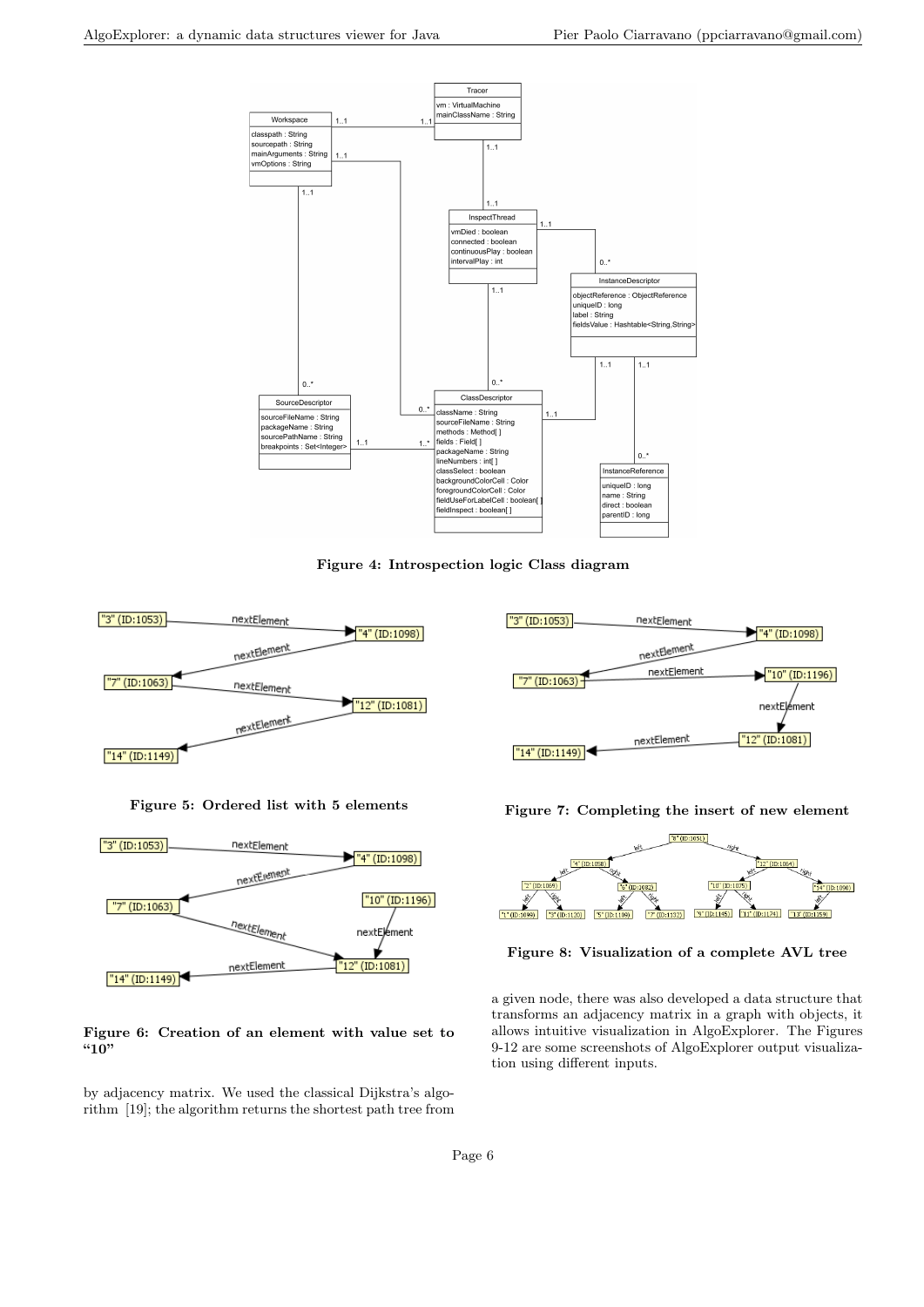**Figure 4: Introspection logic Class diagram**

**Figure 5: Ordered list with 5 elements**

**Figure 6: Creation of an element with value set to "10"**

by adjacency matrix. We used the classical Dijkstra's algorithm [19]; the algorithm returns the shortest path tree from

**Figure 7: Completing the insert of new element**

**Figure 8: Visualization of a complete AVL tree**

a given node, there was also developed a data structure that transforms an adjacency matrix in a graph with objects, it allows intuitive visualization in AlgoExplorer. The Figures 9-12 are some screenshots of AlgoExplorer output visualization using different inputs.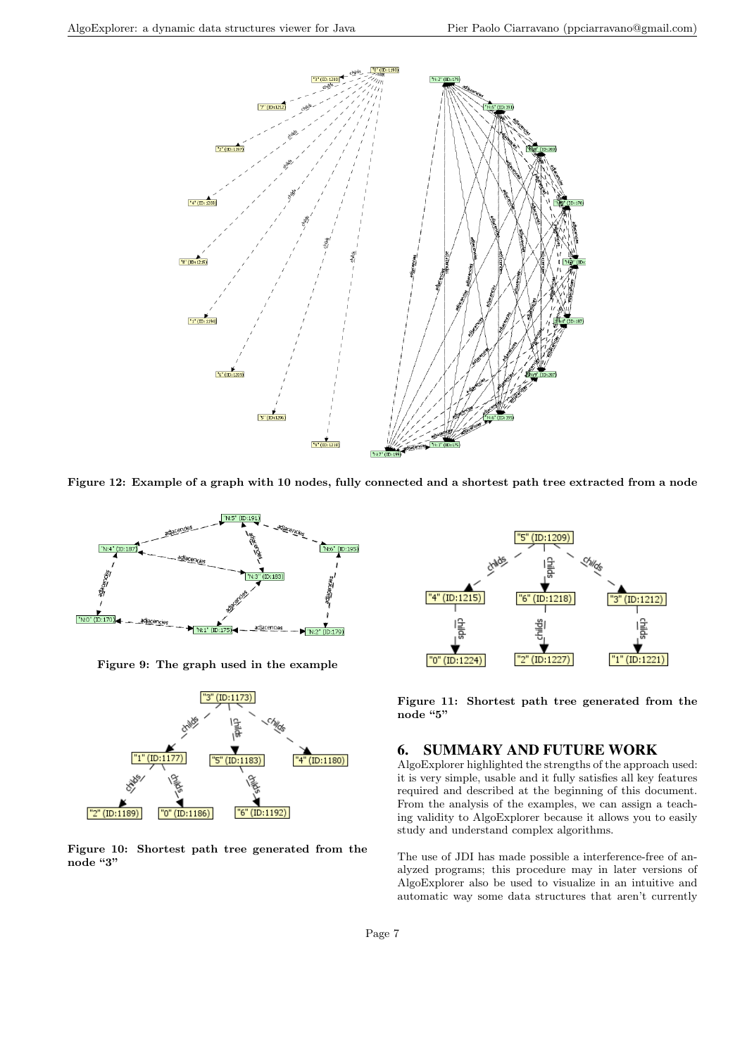Figure 12: Example of a graph with 10 nodes, fully connected and a shortest path tree extracted from a node

Figure 9: The graph used in the example

Figure 10: Shortest path tree generated from the node "3"

Figure 11: Shortest path tree generated from the node "5"

## 6. SUMMARY AND FUTURE WORK

AlgoExplorer highlighted the strengths of the approach used: it is very simple, usable and it fully satisfies all key features required and described at the beginning of this document. From the analysis of the examples, we can assign a teaching validity to AlgoExplorer because it allows you to easily study and understand complex algorithms.

The use of JDI has made possible a interference-free of analyzed programs; this procedure may in later versions of AlgoExplorer also be used to visualize in an intuitive and automatic way some data structures that aren't currently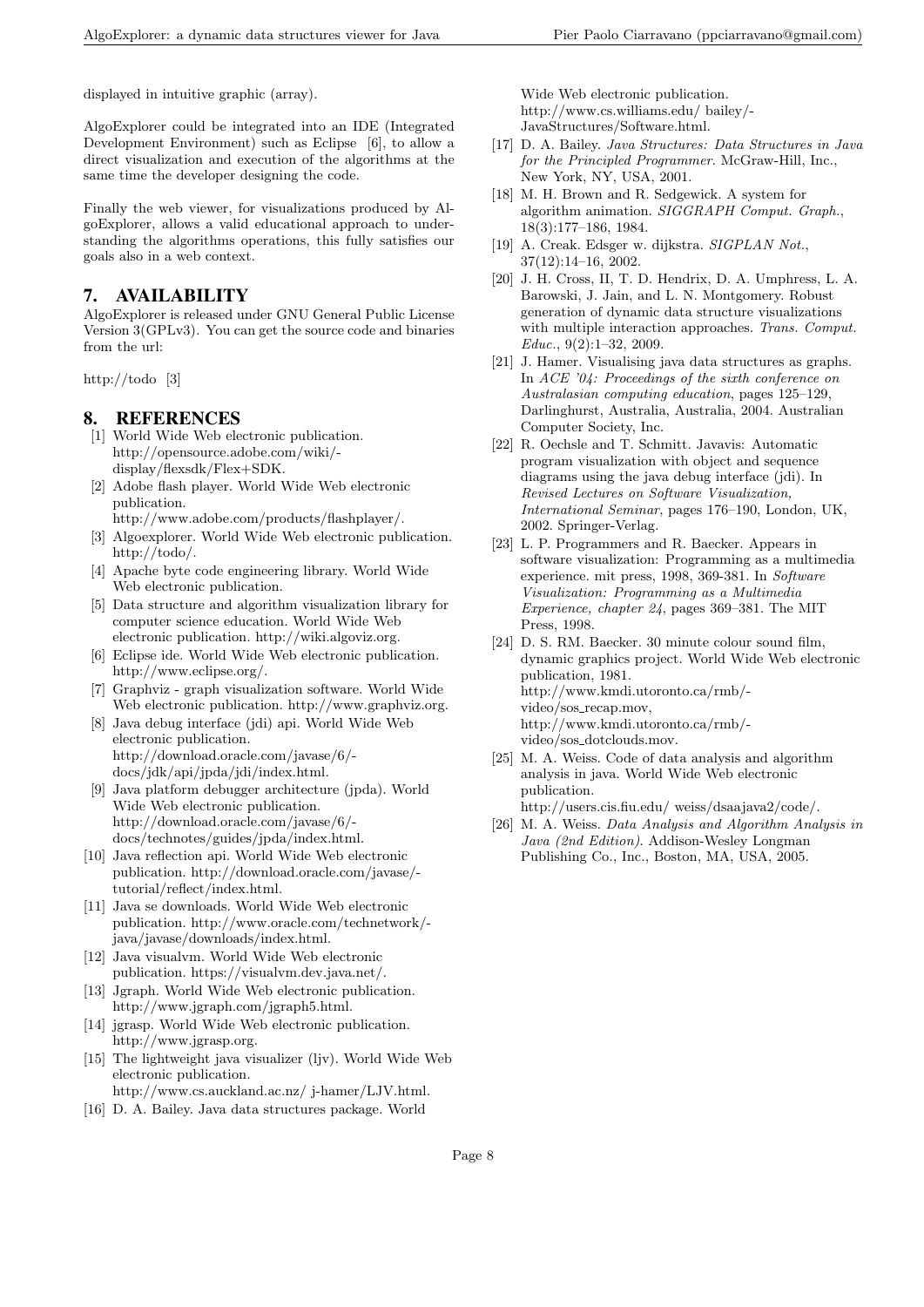displayed in intuitive graphic (array).

AlgoExplorer could be integrated into an IDE (Integrated Development Environment) such as Eclipse [6], to allow a direct visualization and execution of the algorithms at the same time the developer designing the code.

Finally the web viewer, for visualizations produced by AlgoExplorer, allows a valid educational approach to understanding the algorithms operations, this fully satisfies our goals also in a web context.

## 7. AVAILABILITY

AlgoExplorer is released under GNU General Public License Version 3(GPLv3). You can get the source code and binaries from the url:

http://todo [3]

## 8. REFERENCES

[1] World Wide Web electronic publication. http://opensource.adobe.com/wiki/-display/flexsdk/Flex+SDK.

[2] Adobe flash player. World Wide Web electronic publication. http://www.adobe.com/products/flashplayer/.

[3] Algoexplorer. World Wide Web electronic publication. http://todo/.

[4] Apache byte code engineering library. World Wide Web electronic publication.

[5] Data structure and algorithm visualization library for computer science education. World Wide Web electronic publication. http://wiki.algoviz.org.

[6] Eclipse ide. World Wide Web electronic publication. http://www.eclipse.org/.

[7] Graphviz - graph visualization software. World Wide Web electronic publication. http://www.graphviz.org.

[8] Java debug interface (jdi) api. World Wide Web electronic publication. http://download.oracle.com/javase/6/-docs/jdk/api/jpda/jdi/index.html.

[9] Java platform debugger architecture (jpda). World Wide Web electronic publication. http://download.oracle.com/javase/6/-docs/technotes/guides/jpda/index.html.

[10] Java reflection api. World Wide Web electronic publication. http://download.oracle.com/javase/-tutorial/reflect/index.html.

[11] Java se downloads. World Wide Web electronic publication. http://www.oracle.com/technetwork/-java/javase/downloads/index.html.

[12] Java visualvm. World Wide Web electronic publication. https://visualvm.dev.java.net/.

[13] Jgraph. World Wide Web electronic publication. http://www.jgraph.com/jgraph5.html.

[14] jgrasp. World Wide Web electronic publication. http://www.jgrasp.org.

[15] The lightweight java visualizer (ljv). World Wide Web electronic publication. http://www.cs.auckland.ac.nz/ j-hamer/LJV.html.

[16] D. A. Bailey. Java data structures package. World Wide Web electronic publication. http://www.cs.williams.edu/ bailey/-JavaStructures/Software.html.

[17] D. A. Bailey. *Java Structures: Data Structures in Java for the Principled Programmer*. McGraw-Hill, Inc., New York, NY, USA, 2001.

[18] M. H. Brown and R. Sedgewick. A system for algorithm animation. *SIGGRAPH Comput. Graph.*, 18(3):177–186, 1984.

[19] A. Creak. Edsger w. dijkstra. *SIGPLAN Not.*, 37(12):14–16, 2002.

[20] J. H. Cross, II, T. D. Hendrix, D. A. Umphress, L. A. Barowski, J. Jain, and L. N. Montgomery. Robust generation of dynamic data structure visualizations with multiple interaction approaches. *Trans. Comput. Educ.*, 9(2):1–32, 2009.

[21] J. Hamer. Visualising java data structures as graphs. In *ACE '04: Proceedings of the sixth conference on Australasian computing education*, pages 125–129, Darlinghurst, Australia, Australia, 2004. Australian Computer Society, Inc.

[22] R. Oechsle and T. Schmitt. Javavis: Automatic program visualization with object and sequence diagrams using the java debug interface (jdi). In *Revised Lectures on Software Visualization, International Seminar*, pages 176–190, London, UK, 2002. Springer-Verlag.

[23] L. P. Programmers and R. Baecker. Appears in software visualization: Programming as a multimedia experience. mit press, 1998, 369-381. In *Software Visualization: Programming as a Multimedia Experience, chapter 24*, pages 369–381. The MIT Press, 1998.

[24] D. S. RM. Baecker. 30 minute colour sound film, dynamic graphics project. World Wide Web electronic publication, 1981. http://www.kmdi.utoronto.ca/rmb/-video/sos_recap.mov, http://www.kmdi.utoronto.ca/rmb/-video/sos_dotclouds.mov.

[25] M. A. Weiss. Code of data analysis and algorithm analysis in java. World Wide Web electronic publication. http://users.cis.fiu.edu/ weiss/dsaajava2/code/.

[26] M. A. Weiss. *Data Analysis and Algorithm Analysis in Java (2nd Edition)*. Addison-Wesley Longman Publishing Co., Inc., Boston, MA, USA, 2005.